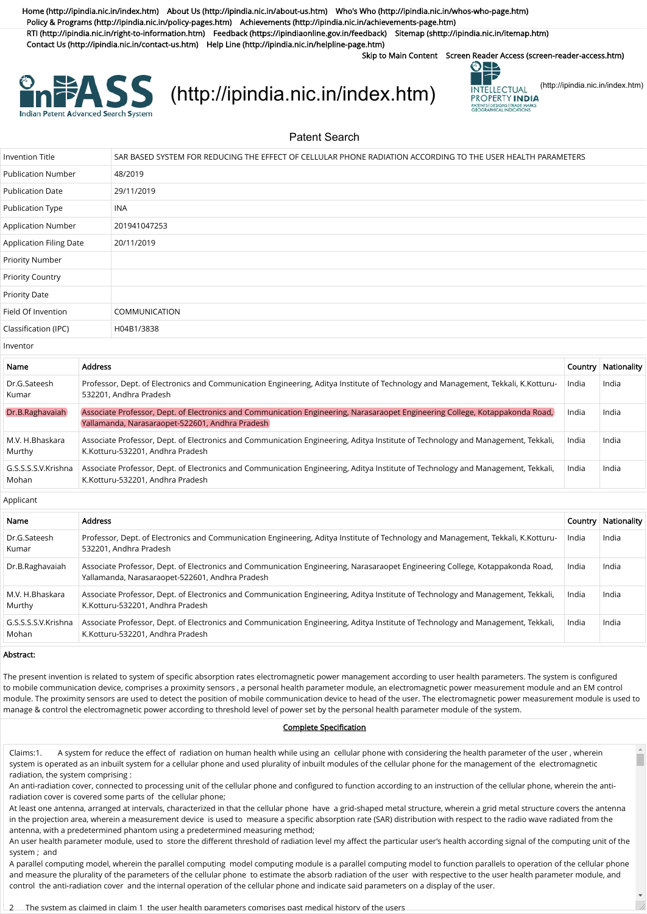Home (http://ipindia.nic.in/index.htm) About Us (http://ipindia.nic.in/about-us.htm) Who's Who (http://ipindia.nic.in/whos-who-page.htm) Policy & Programs (http://ipindia.nic.in/policy-pages.htm) Achievements (http://ipindia.nic.in/achievements-page.htm) RTI (http://ipindia.nic.in/right-to-information.htm) Feedback (https://ipindiaonline.gov.in/feedback) Sitemap (shttp://ipindia.nic.in/itemap.htm) Contact Us (http://ipindia.nic.in/contact-us.htm) Help Line (http://ipindia.nic.in/helpline-page.htm)

Skip to Main Content Screen Reader Access (screen-reader-access.htm)

InPASS Indian Patent Advanced Search System (http://ipindia.nic.in/index.htm) (http://ipindia.nic.in/index.htm)

## Patent Search

| Invention Title | SAR BASED SYSTEM FOR REDUCING THE EFFECT OF CELLULAR PHONE RADIATION ACCORDING TO THE USER HEALTH PARAMETERS |
|---|---|
| Publication Number | 48/2019 |
| Publication Date | 29/11/2019 |
| Publication Type | INA |
| Application Number | 201941047253 |
| Application Filing Date | 20/11/2019 |
| Priority Number | |
| Priority Country | |
| Priority Date | |
| Field Of Invention | COMMUNICATION |
| Classification (IPC) | H04B1/3838 |

Inventor

| Name | Address | Country | Nationality |
|---|---|---|---|
| Dr.G.Sateesh Kumar | Professor, Dept. of Electronics and Communication Engineering, Aditya Institute of Technology and Management, Tekkali, K.Kotturu-532201, Andhra Pradesh | India | India |
| Dr.B.Raghavaiah | Associate Professor, Dept. of Electronics and Communication Engineering, Narasaraopet Engineering College, Kotappakonda Road, Yallamanda, Narasaraopet-522601, Andhra Pradesh | India | India |
| M.V. H.Bhaskara Murthy | Associate Professor, Dept. of Electronics and Communication Engineering, Aditya Institute of Technology and Management, Tekkali, K.Kotturu-532201, Andhra Pradesh | India | India |
| G.S.S.S.S.V.Krishna Mohan | Associate Professor, Dept. of Electronics and Communication Engineering, Aditya Institute of Technology and Management, Tekkali, K.Kotturu-532201, Andhra Pradesh | India | India |

Applicant

| Name | Address | Country | Nationality |
|---|---|---|---|
| Dr.G.Sateesh Kumar | Professor, Dept. of Electronics and Communication Engineering, Aditya Institute of Technology and Management, Tekkali, K.Kotturu-532201, Andhra Pradesh | India | India |
| Dr.B.Raghavaiah | Associate Professor, Dept. of Electronics and Communication Engineering, Narasaraopet Engineering College, Kotappakonda Road, Yallamanda, Narasaraopet-522601, Andhra Pradesh | India | India |
| M.V. H.Bhaskara Murthy | Associate Professor, Dept. of Electronics and Communication Engineering, Aditya Institute of Technology and Management, Tekkali, K.Kotturu-532201, Andhra Pradesh | India | India |
| G.S.S.S.S.V.Krishna Mohan | Associate Professor, Dept. of Electronics and Communication Engineering, Aditya Institute of Technology and Management, Tekkali, K.Kotturu-532201, Andhra Pradesh | India | India |

**Abstract:**

The present invention is related to system of specific absorption rates electromagnetic power management according to user health parameters. The system is configured to mobile communication device, comprises a proximity sensors , a personal health parameter module, an electromagnetic power measurement module and an EM control module. The proximity sensors are used to detect the position of mobile communication device to head of the user. The electromagnetic power measurement module is used to manage & control the electromagnetic power according to threshold level of power set by the personal health parameter module of the system.

Complete Specification

Claims:1. A system for reduce the effect of radiation on human health while using an cellular phone with considering the health parameter of the user , wherein system is operated as an inbuilt system for a cellular phone and used plurality of inbuilt modules of the cellular phone for the management of the electromagnetic radiation, the system comprising :

An anti-radiation cover, connected to processing unit of the cellular phone and configured to function according to an instruction of the cellular phone, wherein the anti-radiation cover is covered some parts of the cellular phone;

At least one antenna, arranged at intervals, characterized in that the cellular phone have a grid-shaped metal structure, wherein a grid metal structure covers the antenna in the projection area, wherein a measurement device is used to measure a specific absorption rate (SAR) distribution with respect to the radio wave radiated from the antenna, with a predetermined phantom using a predetermined measuring method;

An user health parameter module, used to store the different threshold of radiation level my affect the particular user's health according signal of the computing unit of the system ; and

A parallel computing model, wherein the parallel computing model computing module is a parallel computing model to function parallels to operation of the cellular phone and measure the plurality of the parameters of the cellular phone to estimate the absorb radiation of the user with respective to the user health parameter module, and control the anti-radiation cover and the internal operation of the cellular phone and indicate said parameters on a display of the user.

2 The system as claimed in claim 1 the user health parameters comprises past medical history of the users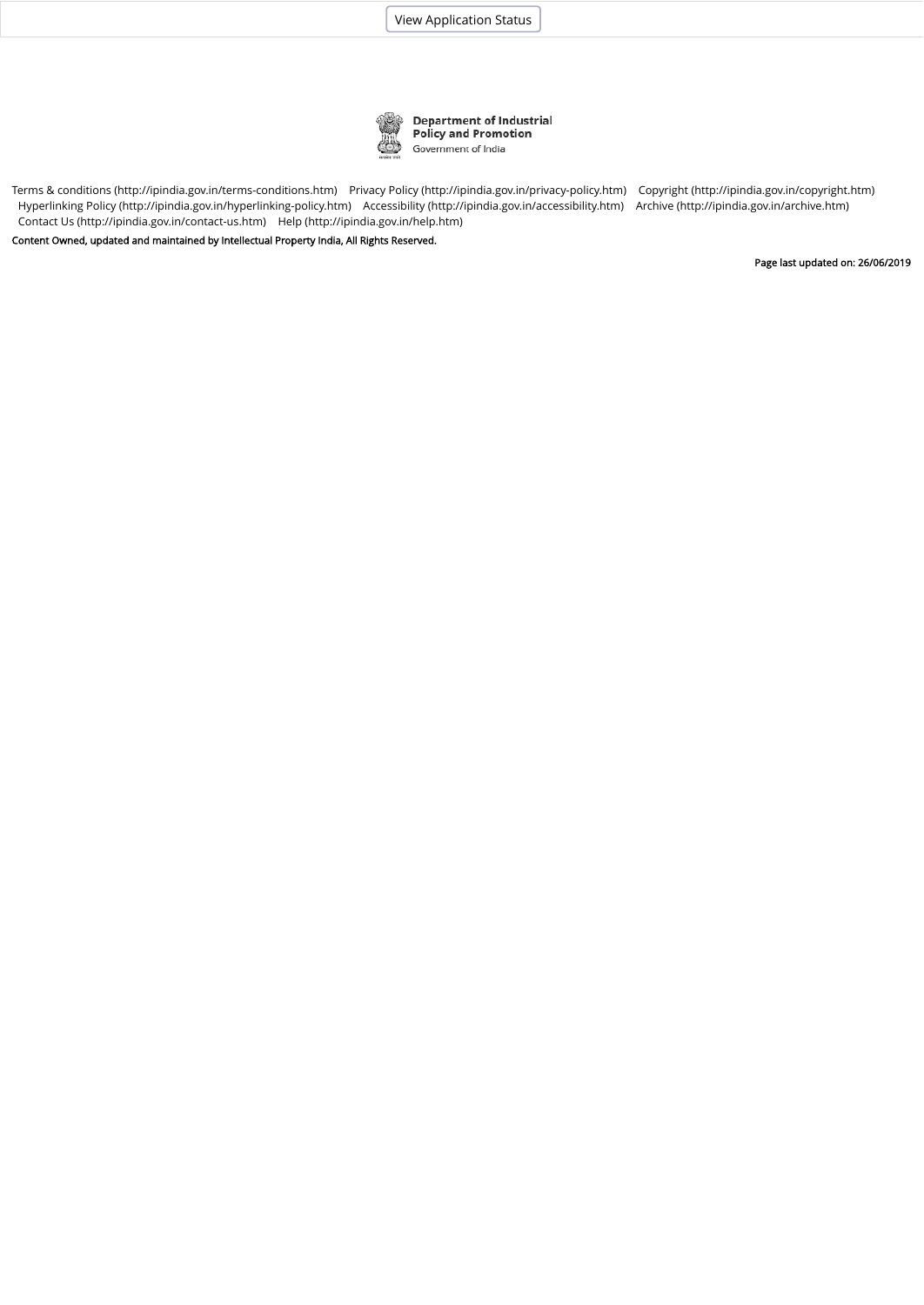View Application Status

**Department of Industrial Policy and Promotion**
Government of India

Terms & conditions (http://ipindia.gov.in/terms-conditions.htm) Privacy Policy (http://ipindia.gov.in/privacy-policy.htm) Copyright (http://ipindia.gov.in/copyright.htm) Hyperlinking Policy (http://ipindia.gov.in/hyperlinking-policy.htm) Accessibility (http://ipindia.gov.in/accessibility.htm) Archive (http://ipindia.gov.in/archive.htm) Contact Us (http://ipindia.gov.in/contact-us.htm) Help (http://ipindia.gov.in/help.htm)

**Content Owned, updated and maintained by Intellectual Property India, All Rights Reserved.**

**Page last updated on: 26/06/2019**